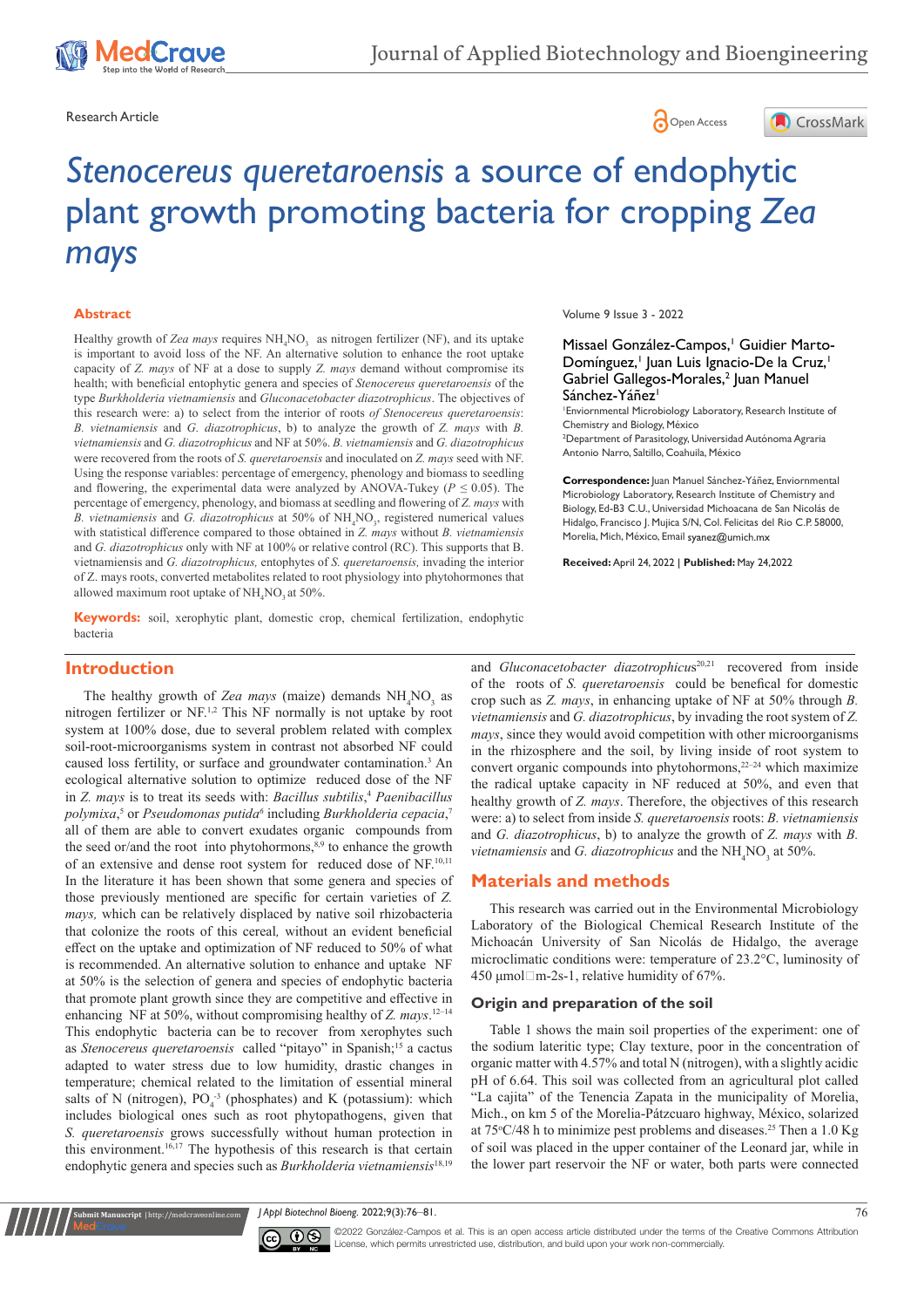Research Article

# *Stenocereus queretaroensis* a source of endophytic plant growth promoting bacteria for cropping *Zea mays*

Volume 9 Issue 3 - 2022

Missael González-Campos,[1] Guidier Marto-Domínguez,[1] Juan Luis Ignacio-De la Cruz,[1] Gabriel Gallegos-Morales,[2] Juan Manuel Sánchez-Yáñez[1]

[1]Enviornmental Microbiology Laboratory, Research Institute of Chemistry and Biology, México

[2]Department of Parasitology, Universidad Autónoma Agraria Antonio Narro, Saltillo, Coahuila, México

**Correspondence:** Juan Manuel Sánchez-Yáñez, Enviornmental Microbiology Laboratory, Research Institute of Chemistry and Biology, Ed-B3 C.U., Universidad Michoacana de San Nicolás de Hidalgo, Francisco J. Mujica S/N, Col. Felicitas del Rio C.P. 58000, Morelia, Mich, México, Email syanez@umich.mx

**Received:** April 24, 2022 | **Published:** May 24,2022

## Abstract

Healthy growth of *Zea mays* requires $NH_4NO_3$ as nitrogen fertilizer (NF), and its uptake is important to avoid loss of the NF. An alternative solution to enhance the root uptake capacity of *Z. mays* of NF at a dose to supply *Z. mays* demand without compromise its health; with beneficial entophytic genera and species of *Stenocereus queretaroensis* of the type *Burkholderia vietnamiensis* and *Gluconacetobacter diazotrophicus*. The objectives of this research were: a) to select from the interior of roots *of Stenocereus queretaroensis*: *B. vietnamiensis* and *G. diazotrophicus*, b) to analyze the growth of *Z. mays* with *B. vietnamiensis* and *G. diazotrophicus* and NF at 50%. *B. vietnamiensis* and *G. diazotrophicus* were recovered from the roots of *S. queretaroensis* and inoculated on *Z. mays* seed with NF. Using the response variables: percentage of emergency, phenology and biomass to seedling and flowering, the experimental data were analyzed by ANOVA-Tukey ($P \leq 0.05$). The percentage of emergency, phenology, and biomass at seedling and flowering of *Z. mays* with *B. vietnamiensis* and *G. diazotrophicus* at 50% of $NH_4NO_3$, registered numerical values with statistical difference compared to those obtained in *Z. mays* without *B. vietnamiensis* and *G. diazotrophicus* only with NF at 100% or relative control (RC). This supports that B. vietnamiensis and *G. diazotrophicus,* entophytes of *S. queretaroensis,* invading the interior of Z. mays roots, converted metabolites related to root physiology into phytohormones that allowed maximum root uptake of $NH_4NO_3$ at 50%.

**Keywords:** soil, xerophytic plant, domestic crop, chemical fertilization, endophytic bacteria

## Introduction

The healthy growth of *Zea mays* (maize) demands $NH_4NO_3$ as nitrogen fertilizer or NF.[1,2] This NF normally is not uptake by root system at 100% dose, due to several problem related with complex soil-root-microorganisms system in contrast not absorbed NF could caused loss fertility, or surface and groundwater contamination.[3] An ecological alternative solution to optimize reduced dose of the NF in *Z. mays* is to treat its seeds with: *Bacillus subtilis*,[4] *Paenibacillus polymixa*,[5] or *Pseudomonas putida*[6] including *Burkholderia cepacia*,[7] all of them are able to convert exudates organic compounds from the seed or/and the root into phytohormons,[8,9] to enhance the growth of an extensive and dense root system for reduced dose of NF.[10,11] In the literature it has been shown that some genera and species of those previously mentioned are specific for certain varieties of *Z. mays,* which can be relatively displaced by native soil rhizobacteria that colonize the roots of this cereal*,* without an evident beneficial effect on the uptake and optimization of NF reduced to 50% of what is recommended. An alternative solution to enhance and uptake NF at 50% is the selection of genera and species of endophytic bacteria that promote plant growth since they are competitive and effective in enhancing NF at 50%, without compromising healthy of *Z. mays*.[12–14] This endophytic bacteria can be to recover from xerophytes such as *Stenocereus queretaroensis* called "pitayo" in Spanish;[15] a cactus adapted to water stress due to low humidity, drastic changes in temperature; chemical related to the limitation of essential mineral salts of N (nitrogen), $PO_4^{-3}$ (phosphates) and K (potassium): which includes biological ones such as root phytopathogens, given that *S. queretaroensis* grows successfully without human protection in this environment.[16,17] The hypothesis of this research is that certain endophytic genera and species such as *Burkholderia vietnamiensis*[18,19] and *Gluconacetobacter diazotrophicus*[20,21] recovered from inside of the roots of *S. queretaroensis* could be benefical for domestic crop such as *Z. mays*, in enhancing uptake of NF at 50% through *B. vietnamiensis* and *G. diazotrophicus*, by invading the root system of *Z. mays*, since they would avoid competition with other microorganisms in the rhizosphere and the soil, by living inside of root system to convert organic compounds into phytohormons,[22–24] which maximize the radical uptake capacity in NF reduced at 50%, and even that healthy growth of *Z. mays*. Therefore, the objectives of this research were: a) to select from inside *S. queretaroensis* roots: *B. vietnamiensis* and *G. diazotrophicus*, b) to analyze the growth of *Z. mays* with *B. vietnamiensis* and *G. diazotrophicus* and the $NH_4NO_3$ at 50%.

## Materials and methods

This research was carried out in the Environmental Microbiology Laboratory of the Biological Chemical Research Institute of the Michoacán University of San Nicolás de Hidalgo, the average microclimatic conditions were: temperature of 23.2°C, luminosity of 450 µmol□m-2s-1, relative humidity of 67%.

### Origin and preparation of the soil

Table 1 shows the main soil properties of the experiment: one of the sodium lateritic type; Clay texture, poor in the concentration of organic matter with 4.57% and total N (nitrogen), with a slightly acidic pH of 6.64. This soil was collected from an agricultural plot called "La cajita" of the Tenencia Zapata in the municipality of Morelia, Mich., on km 5 of the Morelia-Pátzcuaro highway, México, solarized at 75°C/48 h to minimize pest problems and diseases.[25] Then a 1.0 Kg of soil was placed in the upper container of the Leonard jar, while in the lower part reservoir the NF or water, both parts were connected

©2022 González-Campos et al. This is an open access article distributed under the terms of the Creative Commons Attribution License, which permits unrestricted use, distribution, and build upon your work non-commercially.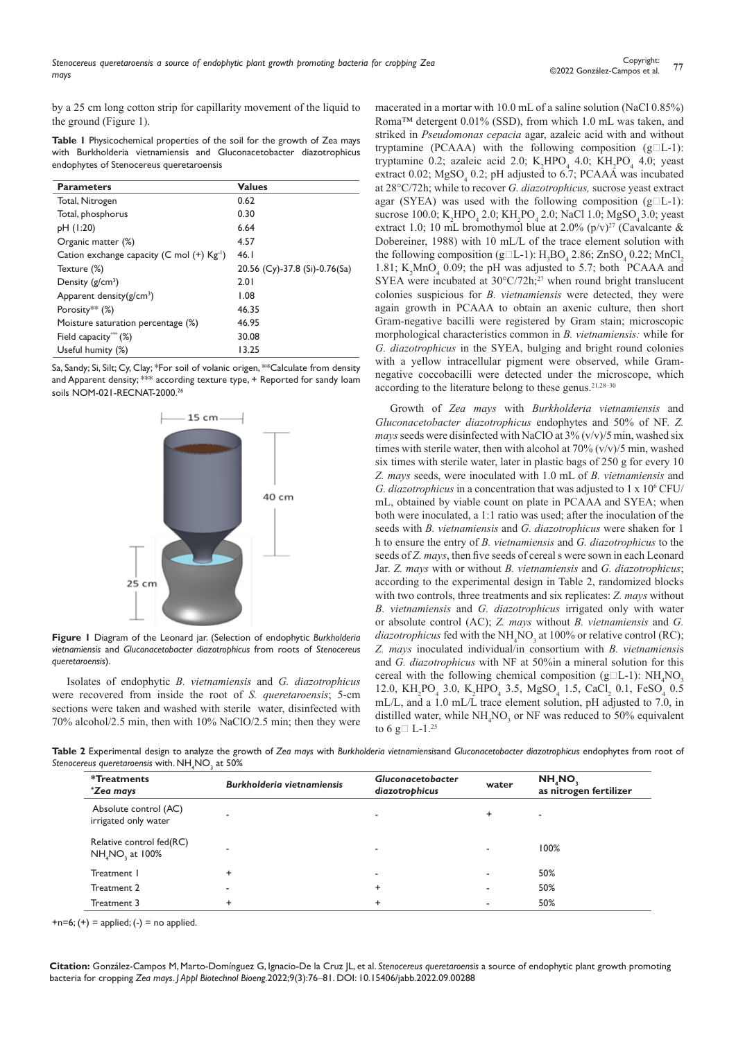by a 25 cm long cotton strip for capillarity movement of the liquid to the ground (Figure 1).

**Table 1** Physicochemical properties of the soil for the growth of Zea mays with Burkholderia vietnamiensis and Gluconacetobacter diazotrophicus endophytes of Stenocereus queretaroensis

| Parameters | Values |
|---|---|
| Total, Nitrogen | 0.62 |
| Total, phosphorus | 0.30 |
| pH (1:20) | 6.64 |
| Organic matter (%) | 4.57 |
| Cation exchange capacity (C mol (+) $Kg^{-1}$) | 46.1 |
| Texture (%) | 20.56 (Cy)-37.8 (Si)-0.76(Sa) |
| Density ($g/cm^3$) | 2.01 |
| Apparent density($g/cm^3$) | 1.08 |
| Porosity** (%) | 46.35 |
| Moisture saturation percentage (%) | 46.95 |
| Field capacity*** (%) | 30.08 |
| Useful humity (%) | 13.25 |

Sa, Sandy; Si, Silt; Cy, Clay; *For soil of volanic origen, **Calculate from density and Apparent density; *** according texture type, + Reported for sandy loam soils NOM-021-RECNAT-2000.[26]

**Figure 1** Diagram of the Leonard jar. (Selection of endophytic *Burkholderia vietnamiensis* and *Gluconacetobacter diazotrophicus* from roots of *Stenocereus queretaroensis*).

Isolates of endophytic *B. vietnamiensis* and *G. diazotrophicus* were recovered from inside the root of *S. queretaroensis*; 5-cm sections were taken and washed with sterile water, disinfected with 70% alcohol/2.5 min, then with 10% NaClO/2.5 min; then they were macerated in a mortar with 10.0 mL of a saline solution (NaCl 0.85%) Roma™ detergent 0.01% (SSD), from which 1.0 mL was taken, and striked in *Pseudomonas cepacia* agar, azaleic acid with and without tryptamine (PCAAA) with the following composition (g L-1): tryptamine 0.2; azaleic acid 2.0; $K_2HPO_4$ 4.0; $KH_2PO_4$ 4.0; yeast extract 0.02; $MgSO_4$ 0.2; pH adjusted to 6.7; PCAAA was incubated at 28°C/72h; while to recover *G. diazotrophicus,* sucrose yeast extract agar (SYEA) was used with the following composition (g L-1): sucrose 100.0; $K_2HPO_4$ 2.0; $KH_2PO_4$ 2.0; NaCl 1.0; $MgSO_4$ 3.0; yeast extract 1.0; 10 mL bromothymol blue at 2.0% (p/v)[27] (Cavalcante & Dobereiner, 1988) with 10 mL/L of the trace element solution with the following composition (g L-1): $H_3BO_4$ 2.86; $ZnSO_4$ 0.22; $MnCl_2$ 1.81; $K_2MnO_4$ 0.09; the pH was adjusted to 5.7; both PCAAA and SYEA were incubated at 30°C/72h;[27] when round bright translucent colonies suspicious for *B. vietnamiensis* were detected, they were again growth in PCAAA to obtain an axenic culture, then short Gram-negative bacilli were registered by Gram stain; microscopic morphological characteristics common in *B. vietnamiensis:* while for *G. diazotrophicus* in the SYEA, bulging and bright round colonies with a yellow intracellular pigment were observed, while Gram-negative coccobacilli were detected under the microscope, which according to the literature belong to these genus.[21,28–30]

Growth of *Zea mays* with *Burkholderia vietnamiensis* and *Gluconacetobacter diazotrophicus* endophytes and 50% of NF. *Z. mays* seeds were disinfected with NaClO at 3% (v/v)/5 min, washed six times with sterile water, then with alcohol at 70% (v/v)/5 min, washed six times with sterile water, later in plastic bags of 250 g for every 10 *Z. mays* seeds, were inoculated with 1.0 mL of *B. vietnamiensis* and *G. diazotrophicus* in a concentration that was adjusted to 1 x $10^6$ CFU/mL, obtained by viable count on plate in PCAAA and SYEA; when both were inoculated, a 1:1 ratio was used; after the inoculation of the seeds with *B. vietnamiensis* and *G. diazotrophicus* were shaken for 1 h to ensure the entry of *B. vietnamiensis* and *G. diazotrophicus* to the seeds of *Z. mays*, then five seeds of cereal s were sown in each Leonard Jar. *Z. mays* with or without *B. vietnamiensis* and *G. diazotrophicus*; according to the experimental design in Table 2, randomized blocks with two controls, three treatments and six replicates: *Z. mays* without *B. vietnamiensis* and *G. diazotrophicus* irrigated only with water or absolute control (AC); *Z. mays* without *B. vietnamiensis* and *G. diazotrophicus* fed with the $NH_4NO_3$ at 100% or relative control (RC); *Z. mays* inoculated individual/in consortium with *B. vietnamiensis* and *G. diazotrophicus* with NF at 50%in a mineral solution for this cereal with the following chemical composition (g L-1): $NH_4NO_3$ 12.0, $KH_2PO_4$ 3.0, $K_2HPO_4$ 3.5, $MgSO_4$ 1.5, $CaCl_2$ 0.1, $FeSO_4$ 0.5 mL/L, and a 1.0 mL/L trace element solution, pH adjusted to 7.0, in distilled water, while $NH_4NO_3$ or NF was reduced to 50% equivalent to 6 g L-1.[25]

**Table 2** Experimental design to analyze the growth of *Zea mays* with *Burkholderia vietnamiensis*and *Gluconacetobacter diazotrophicus* endophytes from root of *Stenocereus queretaroensis* with. $NH_4NO_3$ at 50%

| *Treatments +*Zea mays* | *Burkholderia vietnamiensis* | *Gluconacetobacter diazotrophicus* | water | $NH_4NO_3$ as nitrogen fertilizer |
|---|---|---|---|---|
| Absolute control (AC) irrigated only water | - | - | + | - |
| Relative control fed(RC) $NH_4NO_3$ at 100% | - | - | - | 100% |
| Treatment 1 | + | - | - | 50% |
| Treatment 2 | - | + | - | 50% |
| Treatment 3 | + | + | - | 50% |

+n=6; (+) = applied; (-) = no applied.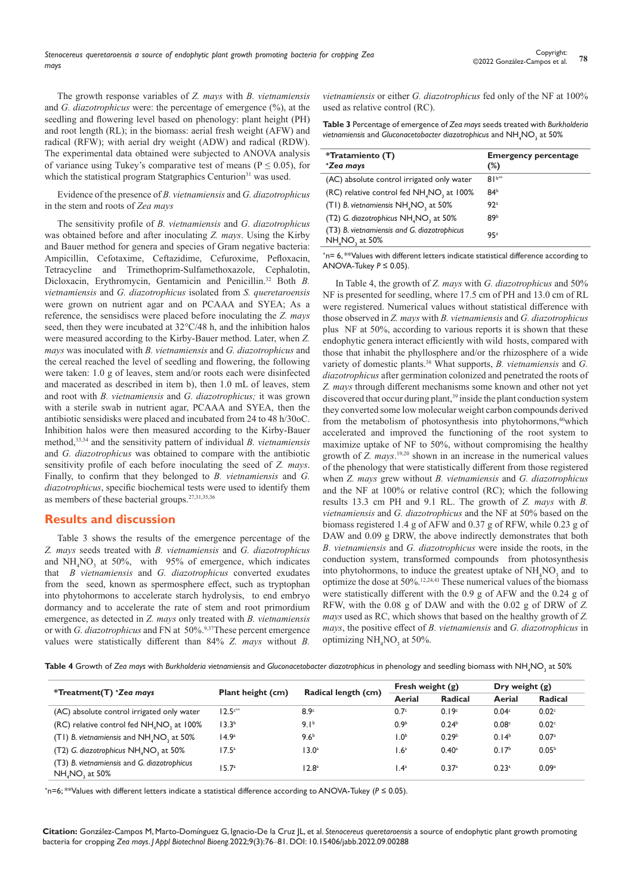The growth response variables of *Z. mays* with *B. vietnamiensis* and *G. diazotrophicus* were: the percentage of emergence (%), at the seedling and flowering level based on phenology: plant height (PH) and root length (RL); in the biomass: aerial fresh weight (AFW) and radical (RFW); with aerial dry weight (ADW) and radical (RDW). The experimental data obtained were subjected to ANOVA analysis of variance using Tukey's comparative test of means (P ≤ 0.05), for which the statistical program Statgraphics Centurion[31] was used.

Evidence of the presence of *B. vietnamiensis* and *G. diazotrophicus* in the stem and roots of *Zea mays*

The sensitivity profile of *B. vietnamiensis* and *G. diazotrophicus* was obtained before and after inoculating *Z. mays*. Using the Kirby and Bauer method for genera and species of Gram negative bacteria: Ampicillin, Cefotaxime, Ceftazidime, Cefuroxime, Pefloxacin, Tetracycline and Trimethoprim-Sulfamethoxazole, Cephalotin, Dicloxacin, Erythromycin, Gentamicin and Penicillin.[32] Both *B. vietnamiensis* and *G. diazotrophicus* isolated from *S. queretaroensis* were grown on nutrient agar and on PCAAA and SYEA; As a reference, the sensidiscs were placed before inoculating the *Z. mays* seed, then they were incubated at 32°C/48 h, and the inhibition halos were measured according to the Kirby-Bauer method. Later, when *Z. mays* was inoculated with *B. vietnamiensis* and *G. diazotrophicus* and the cereal reached the level of seedling and flowering, the following were taken: 1.0 g of leaves, stem and/or roots each were disinfected and macerated as described in item b), then 1.0 mL of leaves, stem and root with *B. vietnamiensis* and *G. diazotrophicus;* it was grown with a sterile swab in nutrient agar, PCAAA and SYEA, then the antibiotic sensidisks were placed and incubated from 24 to 48 h/30oC. Inhibition halos were then measured according to the Kirby-Bauer method,[33,34] and the sensitivity pattern of individual *B. vietnamiensis* and *G. diazotrophicus* was obtained to compare with the antibiotic sensitivity profile of each before inoculating the seed of *Z. mays*. Finally, to confirm that they belonged to *B. vietnamiensis* and *G. diazotrophicus*, specific biochemical tests were used to identify them as members of these bacterial groups.[27,31,35,36]

## Results and discussion

Table 3 shows the results of the emergence percentage of the *Z. mays* seeds treated with *B. vietnamiensis* and *G. diazotrophicus* and $NH_4NO_3$ at 50%, with 95% of emergence, which indicates that *B vietnamiensis* and *G. diazotrophicus* converted exudates from the seed, known as spermosphere effect, such as tryptophan into phytohormons to accelerate starch hydrolysis, to end embryo dormancy and to accelerate the rate of stem and root primordium emergence, as detected in *Z. mays* only treated with *B. vietnamiensis* or with *G. diazotrophicus* and FN at 50%.[9,37] These percent emergence values were statistically different than 84% *Z. mays* without *B. vietnamiensis* or either *G. diazotrophicus* fed only of the NF at 100% used as relative control (RC).

**Table 3** Percentage of emergence of *Zea mays* seeds treated with *Burkholderia vietnamiensis* and *Gluconacetobacter diazotrophicus* and $NH_4NO_3$ at 50%

| *Tratamiento (T) *Zea mays* | Emergency percentage (%) |
|---|---|
| (AC) absolute control irrigated only water | 81[b**] |
| (RC) relative control fed $NH_4NO_3$ at 100% | 84[b] |
| (T1) *B. vietnamiensis* $NH_4NO_3$ at 50% | 92[a] |
| (T2) *G. diazotrophicus* $NH_4NO_3$ at 50% | 89[b] |
| (T3) *B. vietnamiensis and G. diazotrophicus* $NH_4NO_3$ at 50% | 95[a] |

*n= 6, **Values with different letters indicate statistical difference according to ANOVA-Tukey *P* ≤ 0.05).

In Table 4, the growth of *Z. mays* with *G. diazotrophicus* and 50% NF is presented for seedling, where 17.5 cm of PH and 13.0 cm of RL were registered. Numerical values without statistical difference with those observed in *Z. mays* with *B. vietnamiensis* and *G. diazotrophicus* plus NF at 50%, according to various reports it is shown that these endophytic genera interact efficiently with wild hosts, compared with those that inhabit the phyllosphere and/or the rhizosphere of a wide variety of domestic plants.[38] What supports, *B. vietnamiensis* and *G. diazotrophicus* after germination colonized and penetrated the roots of *Z. mays* through different mechanisms some known and other not yet discovered that occur during plant,[39] inside the plant conduction system they converted some low molecular weight carbon compounds derived from the metabolism of photosynthesis into phytohormons,[40] which accelerated and improved the functioning of the root system to maximize uptake of NF to 50%, without compromising the healthy growth of *Z. mays*.[19,20] shown in an increase in the numerical values of the phenology that were statistically different from those registered when *Z. mays* grew without *B. vietnamiensis* and *G. diazotrophicus* and the NF at 100% or relative control (RC); which the following results 13.3 cm PH and 9.1 RL. The growth of *Z. mays* with *B. vietnamiensis* and *G. diazotrophicus* and the NF at 50% based on the biomass registered 1.4 g of AFW and 0.37 g of RFW, while 0.23 g of DAW and 0.09 g DRW, the above indirectly demonstrates that both *B. vietnamiensis* and *G. diazotrophicus* were inside the roots, in the conduction system, transformed compounds from photosynthesis into phytohormons, to induce the greatest uptake of $NH_4NO_3$ and to optimize the dose at 50%.[12,24,41] These numerical values of the biomass were statistically different with the 0.9 g of AFW and the 0.24 g of RFW, with the 0.08 g of DAW and with the 0.02 g of DRW of *Z. mays* used as RC, which shows that based on the healthy growth of *Z. mays*, the positive effect of *B. vietnamiensis* and *G. diazotrophicus* in optimizing $NH_4NO_3$ at 50%.

**Table 4** Growth of *Zea mays* with *Burkholderia vietnamiensis* and *Gluconacetobacter diazotrophicus* in phenology and seedling biomass with $NH_4NO_3$ at 50%

| *Treatment(T) *Zea mays* | Plant height (cm) | Radical length (cm) | Fresh weight (g) | | Dry weight (g) | |
|---|---|---|---|---|---|---|
| | | | Aerial | Radical | Aerial | Radical |
| (AC) absolute control irrigated only water | 12.5[c**] | 8.9[c] | 0.7[c] | 0.19[c] | 0.04[c] | 0.02[c] |
| (RC) relative control fed $NH_4NO_3$ at 100% | 13.3[b] | 9.1[b] | 0.9[b] | 0.24[b] | 0.08[c] | 0.02[c] |
| (T1) *B. vietnamiensis* and $NH_4NO_3$ at 50% | 14.9[a] | 9.6[b] | 1.0[b] | 0.29[b] | 0.14[b] | 0.07[a] |
| (T2) *G. diazotrophicus* $NH_4NO_3$ at 50% | 17.5[a] | 13.0[a] | 1.6[a] | 0.40[a] | 0.17[b] | 0.05[b] |
| (T3) *B. vietnamiensis* and *G. diazotrophicus* $NH_4NO_3$ at 50% | 15.7[a] | 12.8[a] | 1.4[a] | 0.37[a] | 0.23[a] | 0.09[a] |

*n=6; **Values with different letters indicate a statistical difference according to ANOVA-Tukey (*P* ≤ 0.05).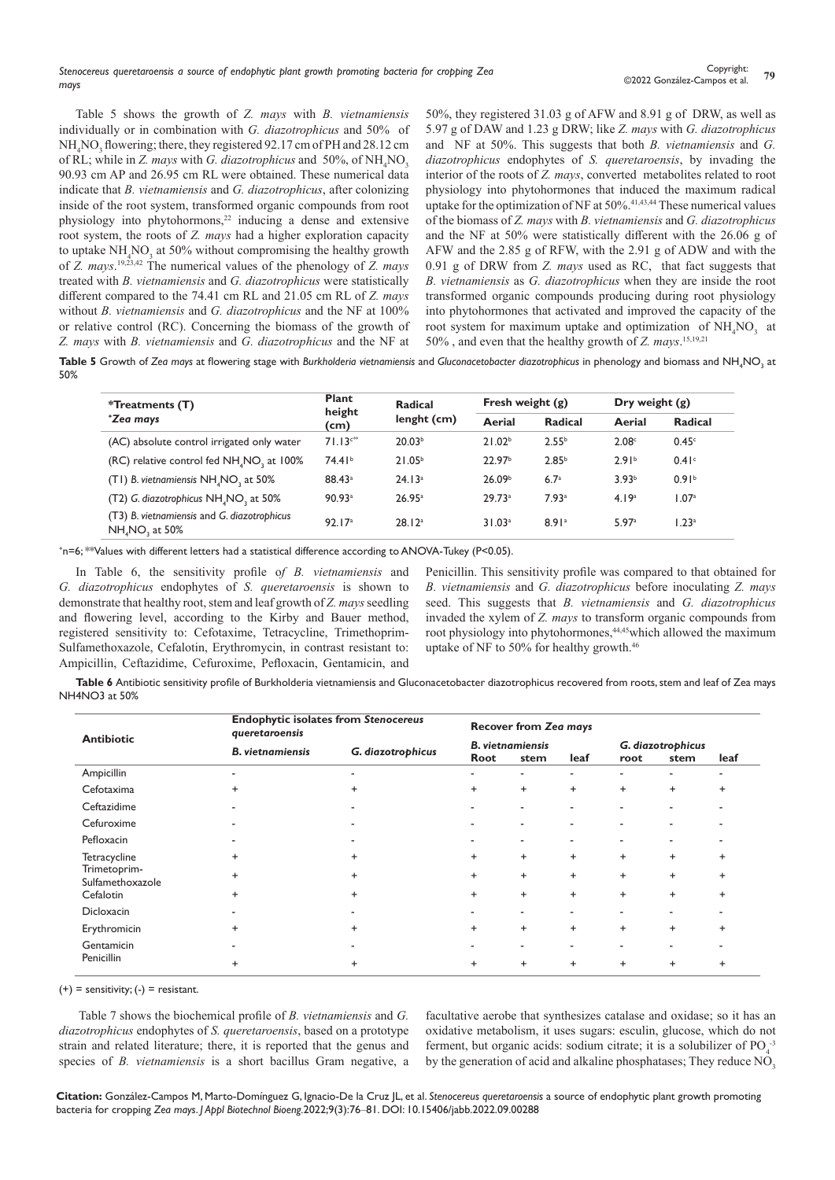Table 5 shows the growth of *Z. mays* with *B. vietnamiensis* individually or in combination with *G. diazotrophicus* and 50% of $NH_4NO_3$ flowering; there, they registered 92.17 cm of PH and 28.12 cm of RL; while in *Z. mays* with *G. diazotrophicus* and 50%, of $NH_4NO_3$ 90.93 cm AP and 26.95 cm RL were obtained. These numerical data indicate that *B. vietnamiensis* and *G. diazotrophicus*, after colonizing inside of the root system, transformed organic compounds from root physiology into phytohormons,[22] inducing a dense and extensive root system, the roots of *Z. mays* had a higher exploration capacity to uptake $NH_4NO_3$ at 50% without compromising the healthy growth of *Z. mays*.[19,23,42] The numerical values of the phenology of *Z. mays* treated with *B. vietnamiensis* and *G. diazotrophicus* were statistically different compared to the 74.41 cm RL and 21.05 cm RL of *Z. mays* without *B. vietnamiensis* and *G. diazotrophicus* and the NF at 100% or relative control (RC). Concerning the biomass of the growth of *Z. mays* with *B. vietnamiensis* and *G. diazotrophicus* and the NF at 50%, they registered 31.03 g of AFW and 8.91 g of DRW, as well as 5.97 g of DAW and 1.23 g DRW; like *Z. mays* with *G. diazotrophicus* and NF at 50%. This suggests that both *B. vietnamiensis* and *G. diazotrophicus* endophytes of *S. queretaroensis*, by invading the interior of the roots of *Z. mays*, converted metabolites related to root physiology into phytohormones that induced the maximum radical uptake for the optimization of NF at 50%.[41,43,44] These numerical values of the biomass of *Z. mays* with *B. vietnamiensis* and *G. diazotrophicus* and the NF at 50% were statistically different with the 26.06 g of AFW and the 2.85 g of RFW, with the 2.91 g of ADW and with the 0.91 g of DRW from *Z. mays* used as RC, that fact suggests that *B. vietnamiensis* as *G. diazotrophicus* when they are inside the root transformed organic compounds producing during root physiology into phytohormones that activated and improved the capacity of the root system for maximum uptake and optimization of $NH_4NO_3$ at 50% , and even that the healthy growth of *Z. mays*.[15,19,21]

**Table 5** Growth of *Zea mays* at flowering stage with *Burkholderia vietnamiensis* and *Gluconacetobacter diazotrophicus* in phenology and biomass and $NH_4NO_3$ at 50%

| *Treatments (T) *Zea mays* | Plant height (cm) | Radical lenght (cm) | Fresh weight (g) | | Dry weight (g) | |
|---|---|---|---|---|---|---|
| | | | Aerial | Radical | Aerial | Radical |
| (AC) absolute control irrigated only water | 71.13[c**] | 20.03[b] | 21.02[b] | 2.55[b] | 2.08[c] | 0.45[c] |
| (RC) relative control fed $NH_4NO_3$ at 100% | 74.41[b] | 21.05[b] | 22.97[b] | 2.85[b] | 2.91[b] | 0.41[c] |
| (T1) *B. vietnamiensis* $NH_4NO_3$ at 50% | 88.43[a] | 24.13[a] | 26.09[b] | 6.7[a] | 3.93[b] | 0.91[b] |
| (T2) *G. diazotrophicus* $NH_4NO_3$ at 50% | 90.93[a] | 26.95[a] | 29.73[a] | 7.93[a] | 4.19[a] | 1.07[a] |
| (T3) *B. vietnamiensis* and *G. diazotrophicus* $NH_4NO_3$ at 50% | 92.17[a] | 28.12[a] | 31.03[a] | 8.91[a] | 5.97[a] | 1.23[a] |

*n=6; **Values with different letters had a statistical difference according to ANOVA-Tukey (P<0.05).

In Table 6, the sensitivity profile o*f B. vietnamiensis* and *G. diazotrophicus* endophytes of *S. queretaroensis* is shown to demonstrate that healthy root, stem and leaf growth of *Z. mays* seedling and flowering level, according to the Kirby and Bauer method, registered sensitivity to: Cefotaxime, Tetracycline, Trimethoprim-Sulfamethoxazole, Cefalotin, Erythromycin, in contrast resistant to: Ampicillin, Ceftazidime, Cefuroxime, Pefloxacin, Gentamicin, and Penicillin. This sensitivity profile was compared to that obtained for *B. vietnamiensis* and *G. diazotrophicus* before inoculating *Z. mays* seed. This suggests that *B. vietnamiensis* and *G. diazotrophicus* invaded the xylem of *Z. mays* to transform organic compounds from root physiology into phytohormones,[44,45]which allowed the maximum uptake of NF to 50% for healthy growth.[46]

**Table 6** Antibiotic sensitivity profile of Burkholderia vietnamiensis and Gluconacetobacter diazotrophicus recovered from roots, stem and leaf of Zea mays NH4NO3 at 50%

| Antibiotic | Endophytic isolates from *Stenocereus queretaroensis* | | Recover from *Zea mays* | | | | | |
|---|---|---|---|---|---|---|---|---|
| | | | *B. vietnamiensis* | | | *G. diazotrophicus* | | |
| | *B. vietnamiensis* | *G. diazotrophicus* | Root | stem | leaf | root | stem | leaf |
| Ampicillin | - | - | - | - | - | - | - | - |
| Cefotaxima | + | + | + | + | + | + | + | + |
| Ceftazidime | - | - | - | - | - | - | - | - |
| Cefuroxime | - | - | - | - | - | - | - | - |
| Pefloxacin | - | - | - | - | - | - | - | - |
| Tetracycline | + | + | + | + | + | + | + | + |
| Trimetoprim-Sulfamethoxazole | + | + | + | + | + | + | + | + |
| Cefalotin | + | + | + | + | + | + | + | + |
| Dicloxacin | - | - | - | - | - | - | - | - |
| Erythromicin | + | + | + | + | + | + | + | + |
| Gentamicin | - | - | - | - | - | - | - | - |
| Penicillin | + | + | + | + | + | + | + | + |

(+) = sensitivity; (-) = resistant.

Table 7 shows the biochemical profile of *B. vietnamiensis* and *G. diazotrophicus* endophytes of *S. queretaroensis*, based on a prototype strain and related literature; there, it is reported that the genus and species of *B. vietnamiensis* is a short bacillus Gram negative, a facultative aerobe that synthesizes catalase and oxidase; so it has an oxidative metabolism, it uses sugars: esculin, glucose, which do not ferment, but organic acids: sodium citrate; it is a solubilizer of $PO_4^{-3}$ by the generation of acid and alkaline phosphatases; They reduce $NO_3$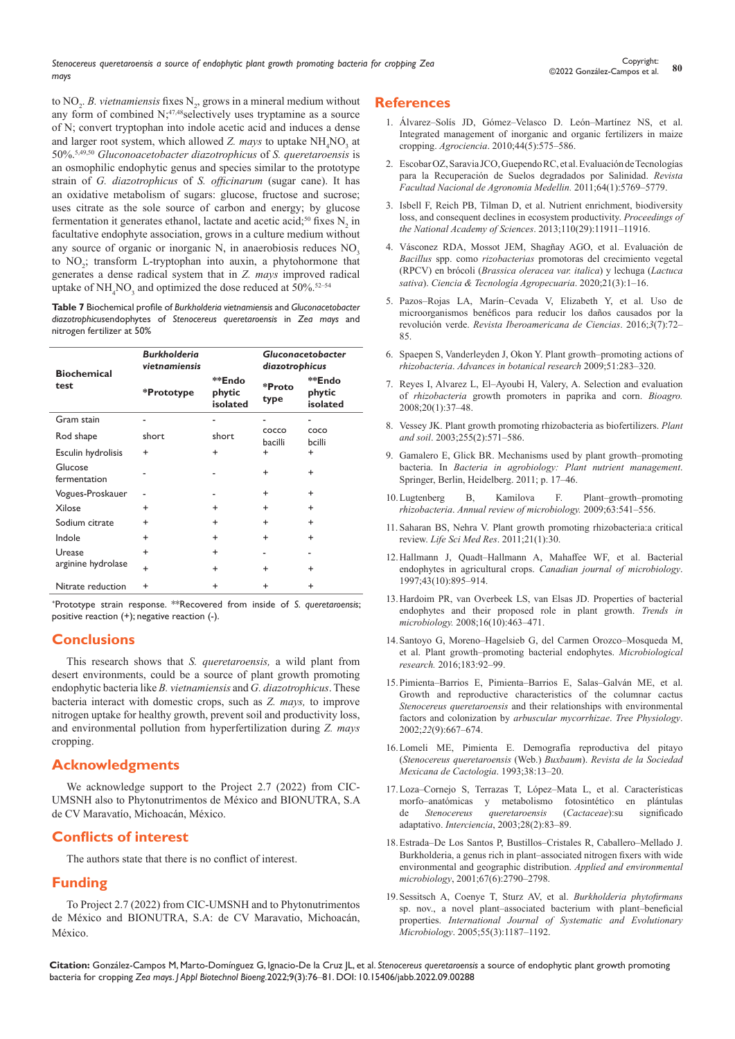to $NO_2$. *B. vietnamiensis* fixes $N_2$, grows in a mineral medium without any form of combined N;[47,48]selectively uses tryptamine as a source of N; convert tryptophan into indole acetic acid and induces a dense and larger root system, which allowed *Z. mays* to uptake $NH_4NO_3$ at 50%.[5,49,50] *Gluconoacetobacter diazotrophicus* of *S. queretaroensis* is an osmophilic endophytic genus and species similar to the prototype strain of *G. diazotrophicus* of *S. officinarum* (sugar cane). It has an oxidative metabolism of sugars: glucose, fructose and sucrose; uses citrate as the sole source of carbon and energy; by glucose fermentation it generates ethanol, lactate and acetic acid;[50] fixes $N_2$ in facultative endophyte association, grows in a culture medium without any source of organic or inorganic N, in anaerobiosis reduces $NO_3$ to $NO_2$; transform L-tryptophan into auxin, a phytohormone that generates a dense radical system that in *Z. mays* improved radical uptake of $NH_4NO_3$ and optimized the dose reduced at 50%.[52–54]

**Table 7** Biochemical profile of *Burkholderia vietnamiensis* and *Gluconacetobacter diazotrophicus*endophytes of *Stenocereus queretaroensis* in *Zea mays* and nitrogen fertilizer at 50%

| Biochemical test | ***Burkholderia vietnamiensis*** | | ***Gluconacetobacter diazotrophicus*** | |
|---|---|---|---|---|
| | **\*Prototype** | **\*\*Endo phytic isolated** | **\*Proto type** | **\*\*Endo phytic isolated** |
| Gram stain | - | - | - | - |
| Rod shape | short | short | cocco bacilli | coco bcilli |
| Esculin hydrolisis | + | + | + | + |
| Glucose fermentation | - | - | + | + |
| Vogues-Proskauer | - | - | + | + |
| Xilose | + | + | + | + |
| Sodium citrate | + | + | + | + |
| Indole | + | + | + | + |
| Urease | + | + | - | - |
| arginine hydrolase | + | + | + | + |
| Nitrate reduction | + | + | + | + |

*Prototype strain response. **Recovered from inside of *S. queretaroensis*; positive reaction (+); negative reaction (-).

## Conclusions

This research shows that *S. queretaroensis,* a wild plant from desert environments, could be a source of plant growth promoting endophytic bacteria like *B. vietnamiensis* and *G. diazotrophicus*. These bacteria interact with domestic crops, such as *Z. mays,* to improve nitrogen uptake for healthy growth, prevent soil and productivity loss, and environmental pollution from hyperfertilization during *Z. mays* cropping.

## Acknowledgments

We acknowledge support to the Project 2.7 (2022) from CIC-UMSNH also to Phytonutrimentos de México and BIONUTRA, S.A de CV Maravatío, Michoacán, México.

## Conflicts of interest

The authors state that there is no conflict of interest.

## Funding

To Project 2.7 (2022) from CIC-UMSNH and to Phytonutrimentos de México and BIONUTRA, S.A: de CV Maravatio, Michoacán, México.

## References

1. Álvarez–Solís JD, Gómez–Velasco D. León–Martínez NS, et al. Integrated management of inorganic and organic fertilizers in maize cropping. *Agrociencia*. 2010;44(5):575–586.
2. Escobar OZ, Saravia JCO, Guependo RC, et al. Evaluación de Tecnologías para la Recuperación de Suelos degradados por Salinidad. *Revista Facultad Nacional de Agronomía Medellín.* 2011;64(1):5769–5779.
3. Isbell F, Reich PB, Tilman D, et al. Nutrient enrichment, biodiversity loss, and consequent declines in ecosystem productivity. *Proceedings of the National Academy of Sciences*. 2013;110(29):11911–11916.
4. Vásconez RDA, Mossot JEM, Shagñay AGO, et al. Evaluación de *Bacillus* spp. como *rizobacterias* promotoras del crecimiento vegetal (RPCV) en brócoli (*Brassica oleracea var. italica*) y lechuga (*Lactuca sativa*). *Ciencia & Tecnología Agropecuaria*. 2020;21(3):1–16.
5. Pazos–Rojas LA, Marín–Cevada V, Elizabeth Y, et al. Uso de microorganismos benéficos para reducir los daños causados por la revolución verde. *Revista Iberoamericana de Ciencias*. 2016;*3*(7):72–85.
6. Spaepen S, Vanderleyden J, Okon Y. Plant growth–promoting actions of *rhizobacteria*. *Advances in botanical research* 2009;51:283–320.
7. Reyes I, Alvarez L, El–Ayoubi H, Valery, A. Selection and evaluation of *rhizobacteria* growth promoters in paprika and corn. *Bioagro.* 2008;20(1):37–48.
8. Vessey JK. Plant growth promoting rhizobacteria as biofertilizers. *Plant and soil*. 2003;255(2):571–586.
9. Gamalero E, Glick BR. Mechanisms used by plant growth–promoting bacteria. In *Bacteria in agrobiology: Plant nutrient management*. Springer, Berlin, Heidelberg. 2011; p. 17–46.
10. Lugtenberg B, Kamilova F. Plant–growth–promoting *rhizobacteria*. *Annual review of microbiology.* 2009;63:541–556.
11. Saharan BS, Nehra V. Plant growth promoting rhizobacteria:a critical review. *Life Sci Med Res*. 2011;21(1):30.
12. Hallmann J, Quadt–Hallmann A, Mahaffee WF, et al. Bacterial endophytes in agricultural crops. *Canadian journal of microbiology*. 1997;43(10):895–914.
13. Hardoim PR, van Overbeek LS, van Elsas JD. Properties of bacterial endophytes and their proposed role in plant growth. *Trends in microbiology.* 2008;16(10):463–471.
14. Santoyo G, Moreno–Hagelsieb G, del Carmen Orozco–Mosqueda M, et al. Plant growth–promoting bacterial endophytes. *Microbiological research.* 2016;183:92–99.
15. Pimienta–Barrios E, Pimienta–Barrios E, Salas–Galván ME, et al. Growth and reproductive characteristics of the columnar cactus *Stenocereus queretaroensis* and their relationships with environmental factors and colonization by *arbuscular mycorrhizae*. *Tree Physiology*. 2002;*22*(9):667–674.
16. Lomeli ME, Pimienta E. Demografía reproductiva del pitayo (*Stenocereus queretaroensis* (Web.) *Buxbaum*). *Revista de la Sociedad Mexicana de Cactología*. 1993;38:13–20.
17. Loza–Cornejo S, Terrazas T, López–Mata L, et al. Características morfo–anatómicas y metabolismo fotosintético en plántulas de *Stenocereus queretaroensis* (*Cactaceae*):su significado adaptativo. *Interciencia*, 2003;28(2):83–89.
18. Estrada–De Los Santos P, Bustillos–Cristales R, Caballero–Mellado J. Burkholderia, a genus rich in plant–associated nitrogen fixers with wide environmental and geographic distribution. *Applied and environmental microbiology*, 2001;67(6):2790–2798.
19. Sessitsch A, Coenye T, Sturz AV, et al. *Burkholderia phytofirmans* sp. nov., a novel plant–associated bacterium with plant–beneficial properties. *International Journal of Systematic and Evolutionary Microbiology*. 2005;55(3):1187–1192.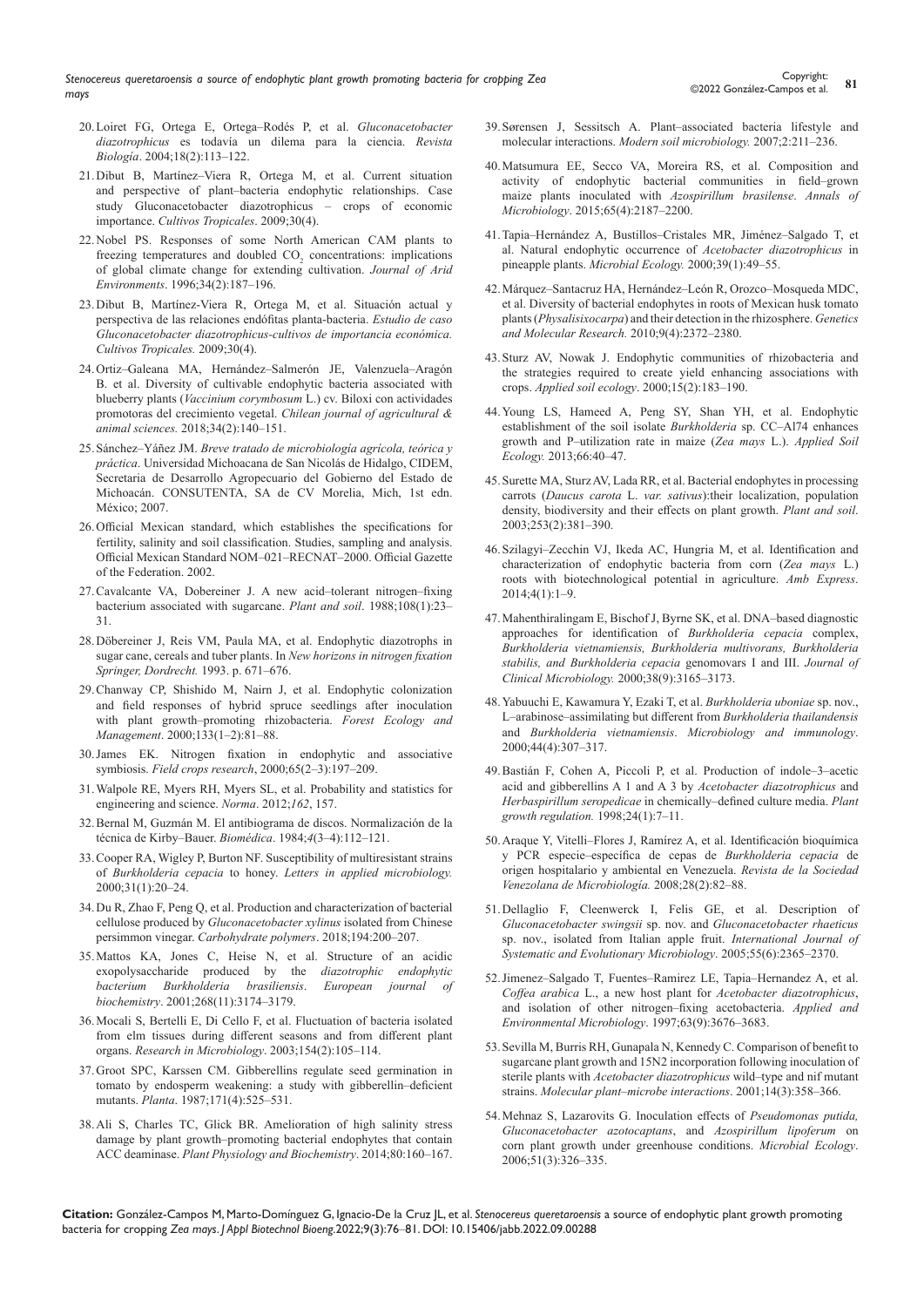20. Loiret FG, Ortega E, Ortega–Rodés P, et al. *Gluconacetobacter diazotrophicus* es todavía un dilema para la ciencia. *Revista Biología*. 2004;18(2):113–122.
21. Dibut B, Martínez–Viera R, Ortega M, et al. Current situation and perspective of plant–bacteria endophytic relationships. Case study Gluconacetobacter diazotrophicus – crops of economic importance. *Cultivos Tropicales*. 2009;30(4).
22. Nobel PS. Responses of some North American CAM plants to freezing temperatures and doubled $CO_2$ concentrations: implications of global climate change for extending cultivation. *Journal of Arid Environments*. 1996;34(2):187–196.
23. Dibut B, Martínez-Viera R, Ortega M, et al. Situación actual y perspectiva de las relaciones endófitas planta-bacteria. *Estudio de caso Gluconacetobacter diazotrophicus-cultivos de importancia económica. Cultivos Tropicales.* 2009;30(4).
24. Ortiz–Galeana MA, Hernández–Salmerón JE, Valenzuela–Aragón B. et al. Diversity of cultivable endophytic bacteria associated with blueberry plants (*Vaccinium corymbosum* L.) cv. Biloxi con actividades promotoras del crecimiento vegetal. *Chilean journal of agricultural & animal sciences.* 2018;34(2):140–151.
25. Sánchez–Yáñez JM. *Breve tratado de microbiología agrícola, teórica y práctica*. Universidad Michoacana de San Nicolás de Hidalgo, CIDEM, Secretaria de Desarrollo Agropecuario del Gobierno del Estado de Michoacán. CONSUTENTA, SA de CV Morelia, Mich, 1st edn. México; 2007.
26. Official Mexican standard, which establishes the specifications for fertility, salinity and soil classification. Studies, sampling and analysis. Official Mexican Standard NOM–021–RECNAT–2000. Official Gazette of the Federation. 2002.
27. Cavalcante VA, Dobereiner J. A new acid–tolerant nitrogen–fixing bacterium associated with sugarcane. *Plant and soil*. 1988;108(1):23–31.
28. Döbereiner J, Reis VM, Paula MA, et al. Endophytic diazotrophs in sugar cane, cereals and tuber plants. In *New horizons in nitrogen fixation Springer, Dordrecht.* 1993. p. 671–676.
29. Chanway CP, Shishido M, Nairn J, et al. Endophytic colonization and field responses of hybrid spruce seedlings after inoculation with plant growth–promoting rhizobacteria. *Forest Ecology and Management*. 2000;133(1–2):81–88.
30. James EK. Nitrogen fixation in endophytic and associative symbiosis. *Field crops research*, 2000;65(2–3):197–209.
31. Walpole RE, Myers RH, Myers SL, et al. Probability and statistics for engineering and science. *Norma*. 2012;*162*, 157.
32. Bernal M, Guzmán M. El antibiograma de discos. Normalización de la técnica de Kirby–Bauer. *Biomédica*. 1984;*4*(3–4):112–121.
33. Cooper RA, Wigley P, Burton NF. Susceptibility of multiresistant strains of *Burkholderia cepacia* to honey. *Letters in applied microbiology.* 2000;31(1):20–24.
34. Du R, Zhao F, Peng Q, et al. Production and characterization of bacterial cellulose produced by *Gluconacetobacter xylinus* isolated from Chinese persimmon vinegar. *Carbohydrate polymers*. 2018;194:200–207.
35. Mattos KA, Jones C, Heise N, et al. Structure of an acidic exopolysaccharide produced by the *diazotrophic endophytic bacterium Burkholderia brasiliensis*. *European journal of biochemistry*. 2001;268(11):3174–3179.
36. Mocali S, Bertelli E, Di Cello F, et al. Fluctuation of bacteria isolated from elm tissues during different seasons and from different plant organs. *Research in Microbiology*. 2003;154(2):105–114.
37. Groot SPC, Karssen CM. Gibberellins regulate seed germination in tomato by endosperm weakening: a study with gibberellin–deficient mutants. *Planta*. 1987;171(4):525–531.
38. Ali S, Charles TC, Glick BR. Amelioration of high salinity stress damage by plant growth–promoting bacterial endophytes that contain ACC deaminase. *Plant Physiology and Biochemistry*. 2014;80:160–167.
39. Sørensen J, Sessitsch A. Plant–associated bacteria lifestyle and molecular interactions. *Modern soil microbiology.* 2007;2:211–236.
40. Matsumura EE, Secco VA, Moreira RS, et al. Composition and activity of endophytic bacterial communities in field–grown maize plants inoculated with *Azospirillum brasilense*. *Annals of Microbiology*. 2015;65(4):2187–2200.
41. Tapia–Hernández A, Bustillos–Cristales MR, Jiménez–Salgado T, et al. Natural endophytic occurrence of *Acetobacter diazotrophicus* in pineapple plants. *Microbial Ecology.* 2000;39(1):49–55.
42. Márquez–Santacruz HA, Hernández–León R, Orozco–Mosqueda MDC, et al. Diversity of bacterial endophytes in roots of Mexican husk tomato plants (*Physalisixocarpa*) and their detection in the rhizosphere. *Genetics and Molecular Research.* 2010;9(4):2372–2380.
43. Sturz AV, Nowak J. Endophytic communities of rhizobacteria and the strategies required to create yield enhancing associations with crops. *Applied soil ecology*. 2000;15(2):183–190.
44. Young LS, Hameed A, Peng SY, Shan YH, et al. Endophytic establishment of the soil isolate *Burkholderia* sp. CC–Al74 enhances growth and P–utilization rate in maize (*Zea mays* L.). *Applied Soil Ecology.* 2013;66:40–47.
45. Surette MA, Sturz AV, Lada RR, et al. Bacterial endophytes in processing carrots (*Daucus carota* L. *var. sativus*):their localization, population density, biodiversity and their effects on plant growth. *Plant and soil*. 2003;253(2):381–390.
46. Szilagyi–Zecchin VJ, Ikeda AC, Hungria M, et al. Identification and characterization of endophytic bacteria from corn (*Zea mays* L.) roots with biotechnological potential in agriculture. *Amb Express*. 2014;4(1):1–9.
47. Mahenthiralingam E, Bischof J, Byrne SK, et al. DNA–based diagnostic approaches for identification of *Burkholderia cepacia* complex, *Burkholderia vietnamiensis, Burkholderia multivorans, Burkholderia stabilis, and Burkholderia cepacia* genomovars I and III. *Journal of Clinical Microbiology.* 2000;38(9):3165–3173.
48. Yabuuchi E, Kawamura Y, Ezaki T, et al. *Burkholderia uboniae* sp. nov., L–arabinose–assimilating but different from *Burkholderia thailandensis* and *Burkholderia vietnamiensis*. *Microbiology and immunology*. 2000;44(4):307–317.
49. Bastián F, Cohen A, Piccoli P, et al. Production of indole–3–acetic acid and gibberellins A 1 and A 3 by *Acetobacter diazotrophicus* and *Herbaspirillum seropedicae* in chemically–defined culture media. *Plant growth regulation.* 1998;24(1):7–11.
50. Araque Y, Vitelli–Flores J, Ramírez A, et al. Identificación bioquímica y PCR especie–específica de cepas de *Burkholderia cepacia* de origen hospitalario y ambiental en Venezuela. *Revista de la Sociedad Venezolana de Microbiología.* 2008;28(2):82–88.
51. Dellaglio F, Cleenwerck I, Felis GE, et al. Description of *Gluconacetobacter swingsii* sp. nov. and *Gluconacetobacter rhaeticus* sp. nov., isolated from Italian apple fruit. *International Journal of Systematic and Evolutionary Microbiology*. 2005;55(6):2365–2370.
52. Jimenez–Salgado T, Fuentes–Ramirez LE, Tapia–Hernandez A, et al. *Coffea arabica* L., a new host plant for *Acetobacter diazotrophicus*, and isolation of other nitrogen–fixing acetobacteria. *Applied and Environmental Microbiology*. 1997;63(9):3676–3683.
53. Sevilla M, Burris RH, Gunapala N, Kennedy C. Comparison of benefit to sugarcane plant growth and 15N2 incorporation following inoculation of sterile plants with *Acetobacter diazotrophicus* wild–type and nif mutant strains. *Molecular plant–microbe interactions*. 2001;14(3):358–366.
54. Mehnaz S, Lazarovits G. Inoculation effects of *Pseudomonas putida, Gluconacetobacter azotocaptans*, and *Azospirillum lipoferum* on corn plant growth under greenhouse conditions. *Microbial Ecology*. 2006;51(3):326–335.